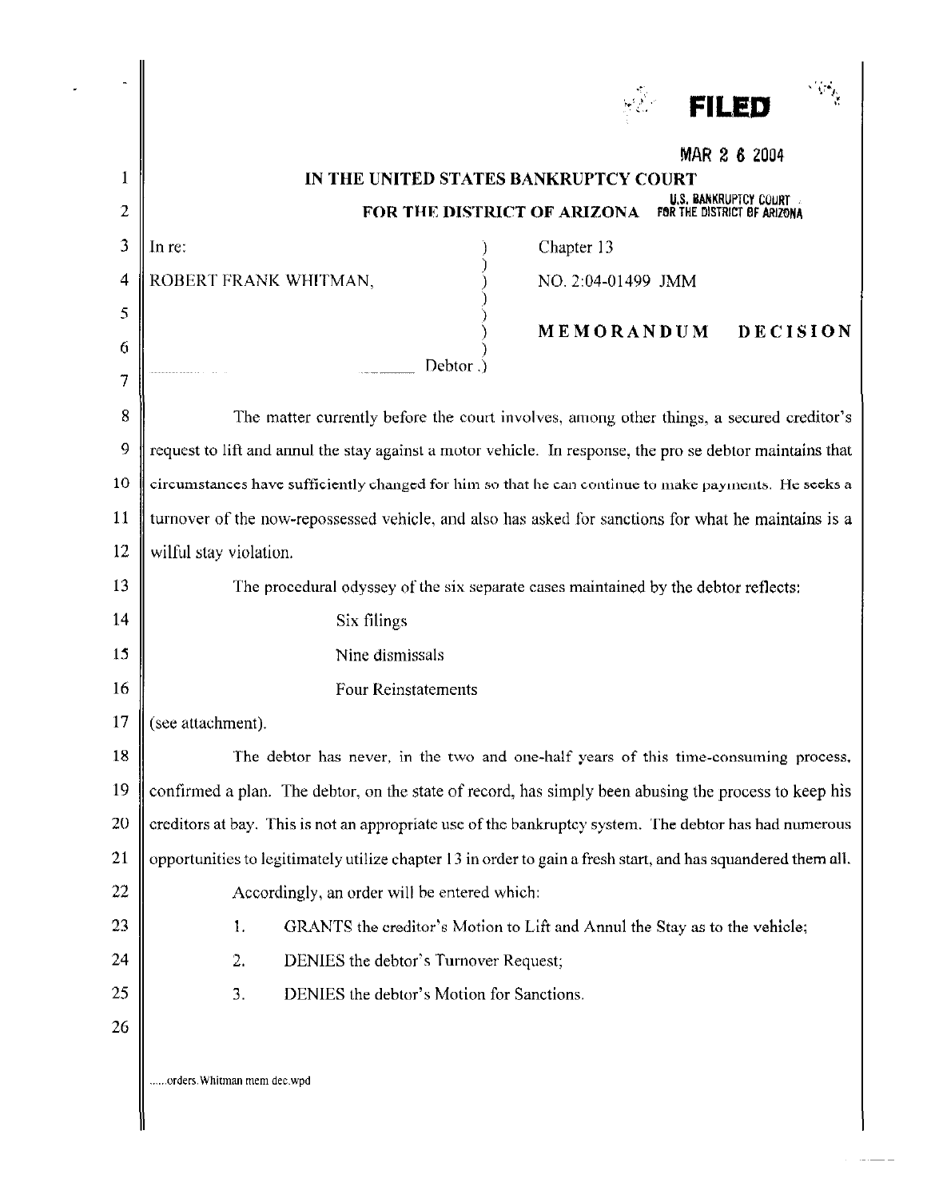FILED

MAR 2 6 2004

U.S. BANKRUPTCY COURT FOR THE DISTRICT OF ARIZONA

# IN THE UNITED STATES BANKRUPTCY COURT

## FOR THE DISTRICT OF ARIZONA

In re:

ROBERT FRANK WHITMAN,

Debtor.

Chapter 13

NO. 2:04-01499 JMM

**MEMORANDUM DECISION**

The matter currently before the court involves, among other things, a secured creditor's request to lift and annul the stay against a motor vehicle. In response, the pro se debtor maintains that circumstances have sufficiently changed for him so that he can continue to make payments. He seeks a turnover of the now-repossessed vehicle, and also has asked for sanctions for what he maintains is a wilful stay violation.

The procedural odyssey of the six separate cases maintained by the debtor reflects:

Six filings

Nine dismissals

Four Reinstatements

(see attachment).

The debtor has never, in the two and one-half years of this time-consuming process, confirmed a plan. The debtor, on the state of record, has simply been abusing the process to keep his creditors at bay. This is not an appropriate use of the bankruptcy system. The debtor has had numerous opportunities to legitimately utilize chapter 13 in order to gain a fresh start, and has squandered them all.

Accordingly, an order will be entered which:

1. GRANTS the creditor's Motion to Lift and Annul the Stay as to the vehicle;
2. DENIES the debtor's Turnover Request;
3. DENIES the debtor's Motion for Sanctions.

......orders.Whitman mem dec.wpd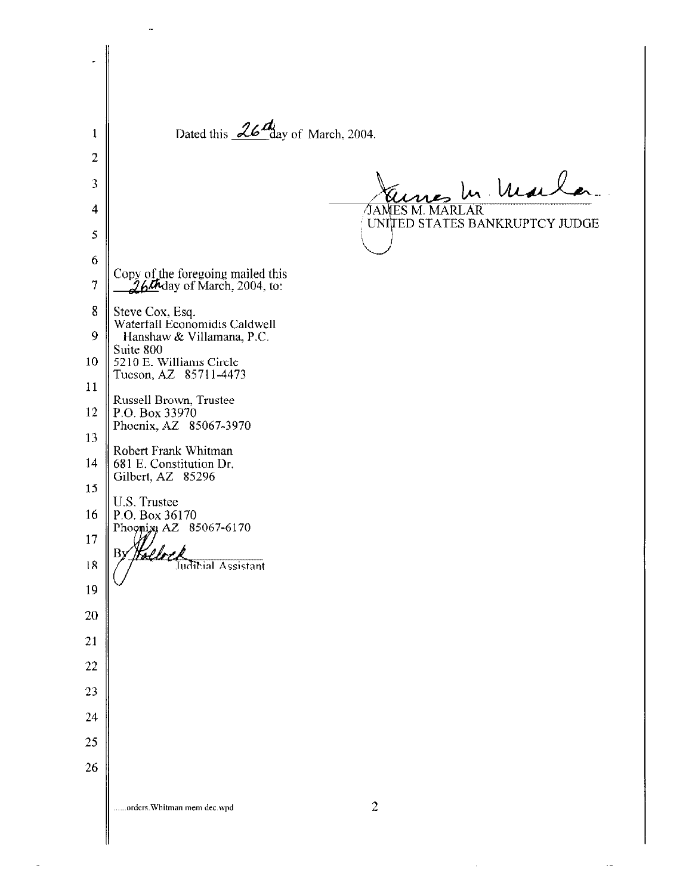Dated this 26th day of March, 2004.

JAMES M. MARLAR
UNITED STATES BANKRUPTCY JUDGE

Copy of the foregoing mailed this 26th day of March, 2004, to:

Steve Cox, Esq.
Waterfall Economidis Caldwell
Hanshaw & Villamana, P.C.
Suite 800
5210 E. Williams Circle
Tucson, AZ 85711-4473

Russell Brown, Trustee
P.O. Box 33970
Phoenix, AZ 85067-3970

Robert Frank Whitman
681 E. Constitution Dr.
Gilbert, AZ 85296

U.S. Trustee
P.O. Box 36170
Phoenix, AZ 85067-6170

By ______________
Judicial Assistant

......orders.Whitman mem dec.wpd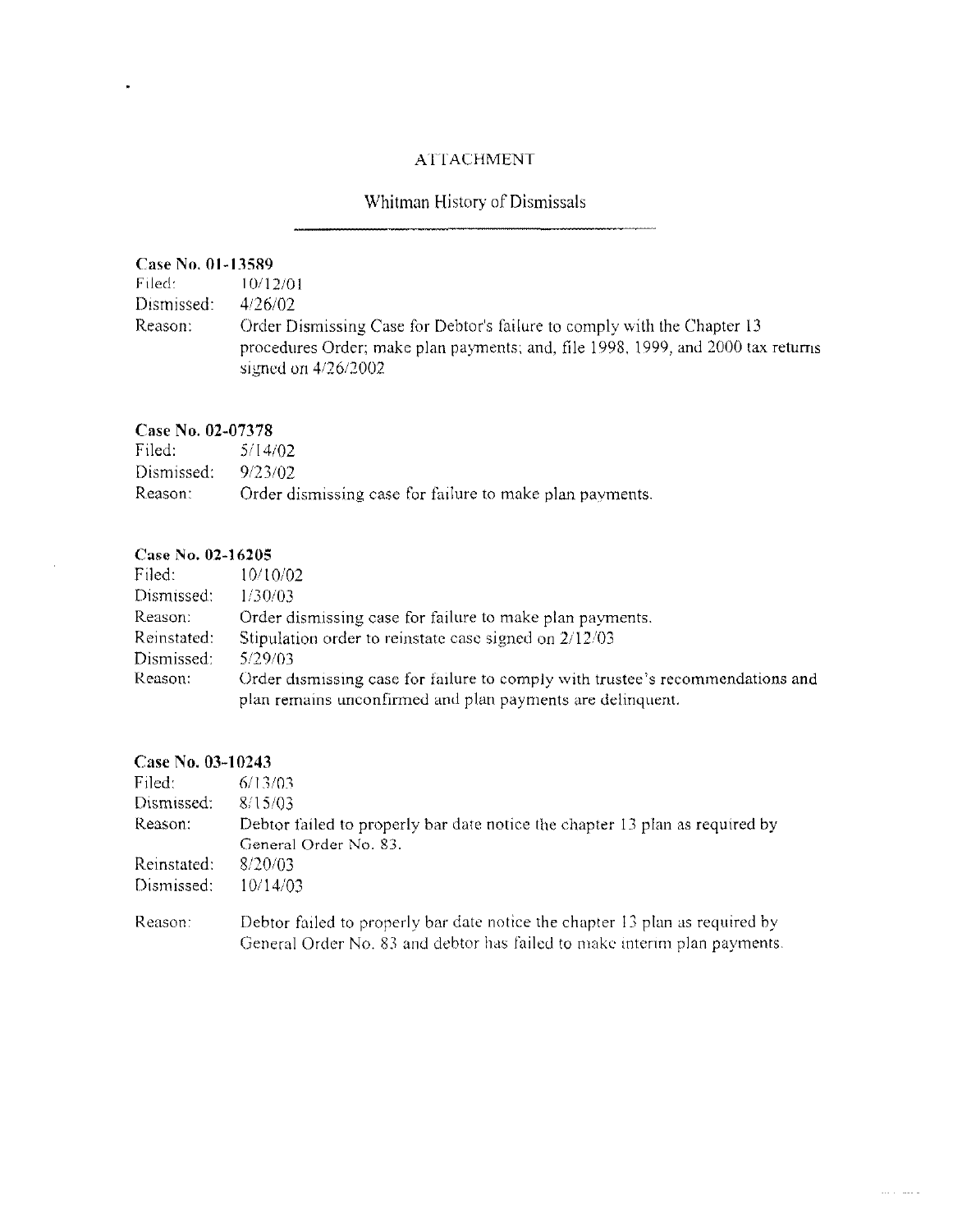# ATTACHMENT

## Whitman History of Dismissals

**Case No. 01-13589**

Filed: 10/12/01
Dismissed: 4/26/02
Reason: Order Dismissing Case for Debtor's failure to comply with the Chapter 13 procedures Order; make plan payments; and, file 1998, 1999, and 2000 tax returns signed on 4/26/2002

**Case No. 02-07378**

Filed: 5/14/02
Dismissed: 9/23/02
Reason: Order dismissing case for failure to make plan payments.

**Case No. 02-16205**

Filed: 10/10/02
Dismissed: 1/30/03
Reason: Order dismissing case for failure to make plan payments.
Reinstated: Stipulation order to reinstate case signed on 2/12/03
Dismissed: 5/29/03
Reason: Order dismissing case for failure to comply with trustee's recommendations and plan remains unconfirmed and plan payments are delinquent.

**Case No. 03-10243**

Filed: 6/13/03
Dismissed: 8/15/03
Reason: Debtor failed to properly bar date notice the chapter 13 plan as required by General Order No. 83.
Reinstated: 8/20/03
Dismissed: 10/14/03
Reason: Debtor failed to properly bar date notice the chapter 13 plan as required by General Order No. 83 and debtor has failed to make interim plan payments.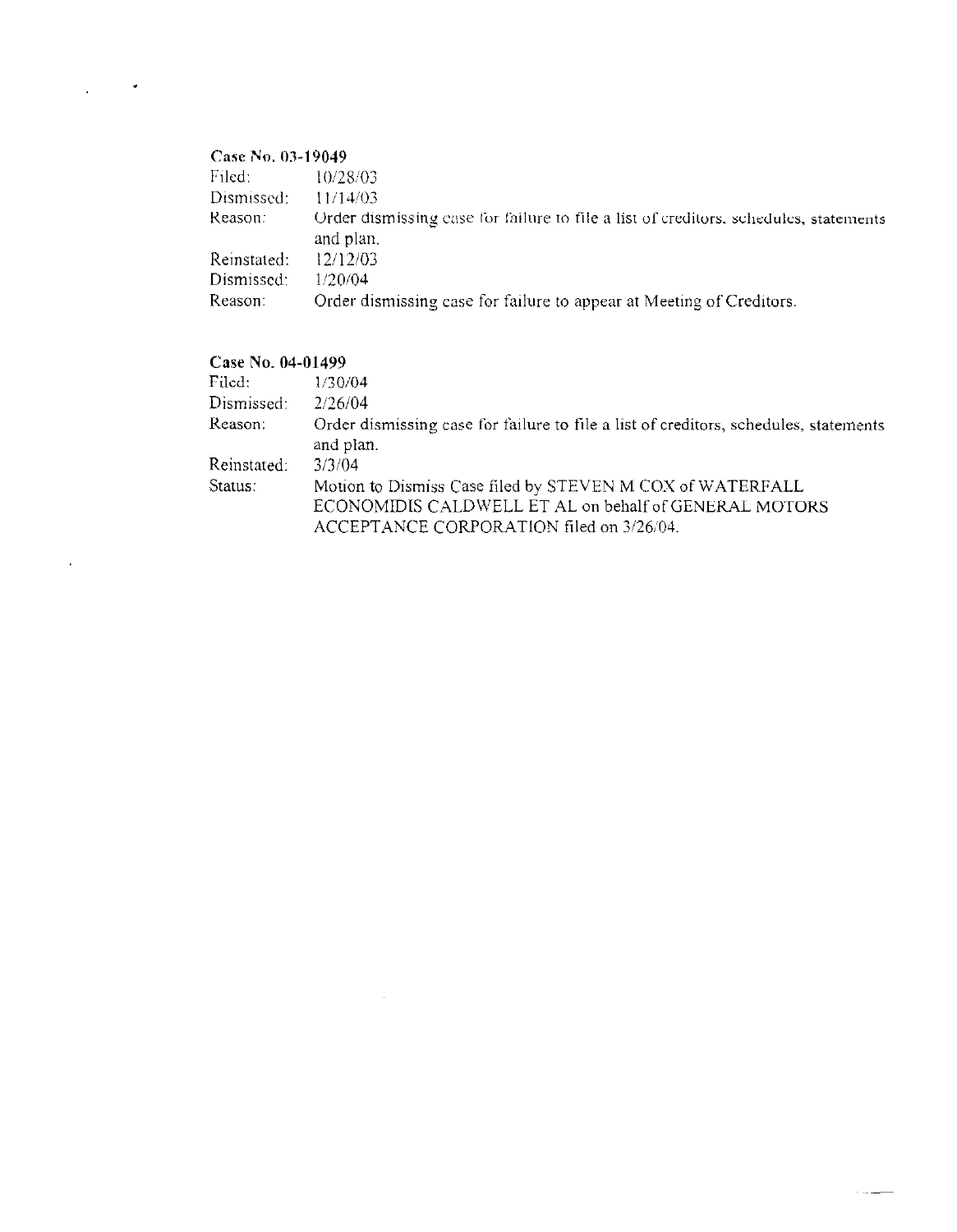**Case No. 03-19049**

| | |
|---|---|
| Filed: | 10/28/03 |
| Dismissed: | 11/14/03 |
| Reason: | Order dismissing case for failure to file a list of creditors, schedules, statements and plan. |
| Reinstated: | 12/12/03 |
| Dismissed: | 1/20/04 |
| Reason: | Order dismissing case for failure to appear at Meeting of Creditors. |

**Case No. 04-01499**

| | |
|---|---|
| Filed: | 1/30/04 |
| Dismissed: | 2/26/04 |
| Reason: | Order dismissing case for failure to file a list of creditors, schedules, statements and plan. |
| Reinstated: | 3/3/04 |
| Status: | Motion to Dismiss Case filed by STEVEN M COX of WATERFALL ECONOMIDIS CALDWELL ET AL on behalf of GENERAL MOTORS ACCEPTANCE CORPORATION filed on 3/26/04. |